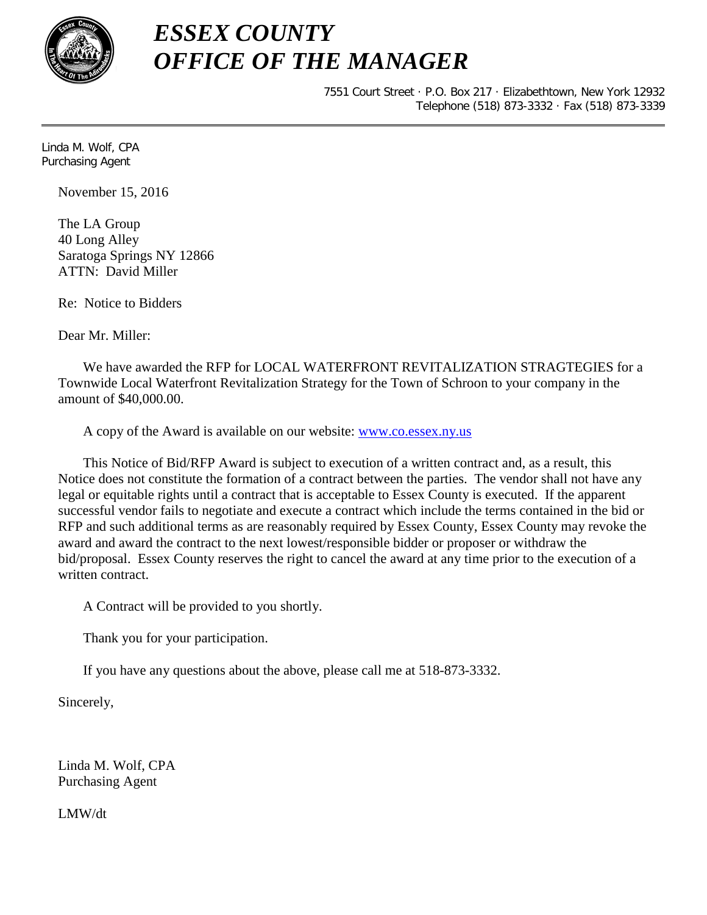# *ESSEX COUNTY*
# *OFFICE OF THE MANAGER*

7551 Court Street · P.O. Box 217 · Elizabethtown, New York 12932
Telephone (518) 873-3332 · Fax (518) 873-3339

---

Linda M. Wolf, CPA
Purchasing Agent

November 15, 2016

The LA Group
40 Long Alley
Saratoga Springs NY 12866
ATTN: David Miller

Re: Notice to Bidders

Dear Mr. Miller:

We have awarded the RFP for LOCAL WATERFRONT REVITALIZATION STRAGTEGIES for a Townwide Local Waterfront Revitalization Strategy for the Town of Schroon to your company in the amount of $40,000.00.

A copy of the Award is available on our website: [www.co.essex.ny.us](http://www.co.essex.ny.us)

This Notice of Bid/RFP Award is subject to execution of a written contract and, as a result, this Notice does not constitute the formation of a contract between the parties. The vendor shall not have any legal or equitable rights until a contract that is acceptable to Essex County is executed. If the apparent successful vendor fails to negotiate and execute a contract which include the terms contained in the bid or RFP and such additional terms as are reasonably required by Essex County, Essex County may revoke the award and award the contract to the next lowest/responsible bidder or proposer or withdraw the bid/proposal. Essex County reserves the right to cancel the award at any time prior to the execution of a written contract.

A Contract will be provided to you shortly.

Thank you for your participation.

If you have any questions about the above, please call me at 518-873-3332.

Sincerely,

Linda M. Wolf, CPA
Purchasing Agent

LMW/dt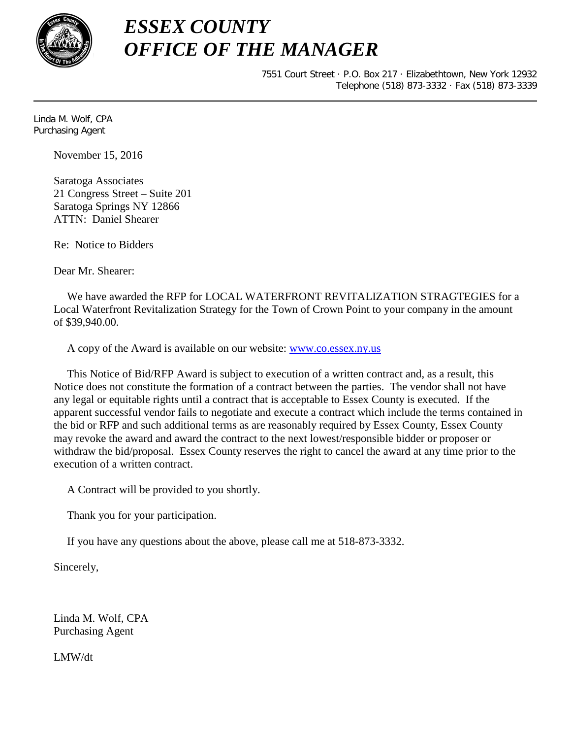# *ESSEX COUNTY*
# *OFFICE OF THE MANAGER*

7551 Court Street · P.O. Box 217 · Elizabethtown, New York 12932
Telephone (518) 873-3332 · Fax (518) 873-3339

---

Linda M. Wolf, CPA
Purchasing Agent

November 15, 2016

Saratoga Associates
21 Congress Street – Suite 201
Saratoga Springs NY 12866
ATTN: Daniel Shearer

Re: Notice to Bidders

Dear Mr. Shearer:

We have awarded the RFP for LOCAL WATERFRONT REVITALIZATION STRAGTEGIES for a Local Waterfront Revitalization Strategy for the Town of Crown Point to your company in the amount of $39,940.00.

A copy of the Award is available on our website: www.co.essex.ny.us

This Notice of Bid/RFP Award is subject to execution of a written contract and, as a result, this Notice does not constitute the formation of a contract between the parties. The vendor shall not have any legal or equitable rights until a contract that is acceptable to Essex County is executed. If the apparent successful vendor fails to negotiate and execute a contract which include the terms contained in the bid or RFP and such additional terms as are reasonably required by Essex County, Essex County may revoke the award and award the contract to the next lowest/responsible bidder or proposer or withdraw the bid/proposal. Essex County reserves the right to cancel the award at any time prior to the execution of a written contract.

A Contract will be provided to you shortly.

Thank you for your participation.

If you have any questions about the above, please call me at 518-873-3332.

Sincerely,

Linda M. Wolf, CPA
Purchasing Agent

LMW/dt